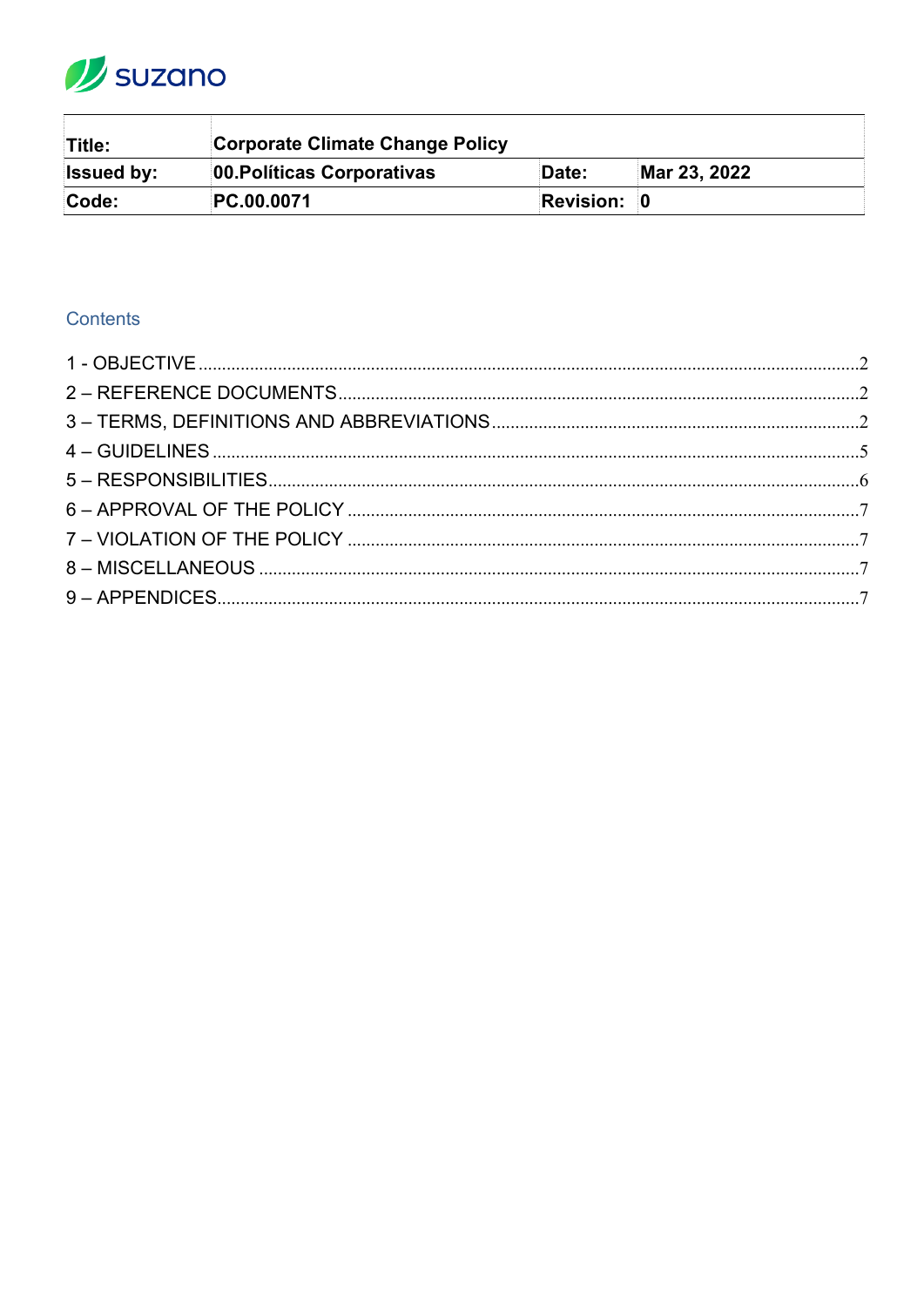suzano

| Title: | Corporate Climate Change Policy | | |
|---|---|---|---|
| Issued by: | 00.Políticas Corporativas | Date: | Mar 23, 2022 |
| Code: | PC.00.0071 | Revision: | 0 |

## Contents

1 - OBJECTIVE ....................................... 2
2 – REFERENCE DOCUMENTS ....................................... 2
3 – TERMS, DEFINITIONS AND ABBREVIATIONS ....................................... 2
4 – GUIDELINES ....................................... 5
5 – RESPONSIBILITIES ....................................... 6
6 – APPROVAL OF THE POLICY ....................................... 7
7 – VIOLATION OF THE POLICY ....................................... 7
8 – MISCELLANEOUS ....................................... 7
9 – APPENDICES ....................................... 7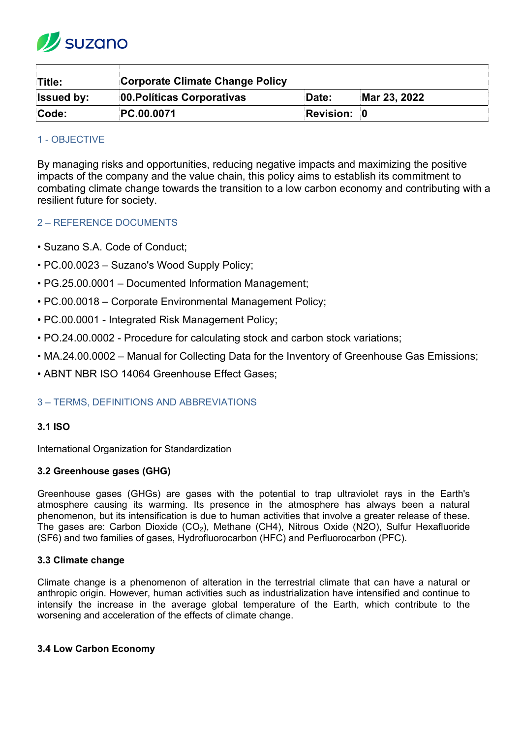| Title: | Corporate Climate Change Policy | | |
| --- | --- | --- | --- |
| Issued by: | 00.Políticas Corporativas | Date: | Mar 23, 2022 |
| Code: | PC.00.0071 | Revision: | 0 |

## 1 - OBJECTIVE

By managing risks and opportunities, reducing negative impacts and maximizing the positive impacts of the company and the value chain, this policy aims to establish its commitment to combating climate change towards the transition to a low carbon economy and contributing with a resilient future for society.

## 2 – REFERENCE DOCUMENTS

- Suzano S.A. Code of Conduct;
- PC.00.0023 – Suzano's Wood Supply Policy;
- PG.25.00.0001 – Documented Information Management;
- PC.00.0018 – Corporate Environmental Management Policy;
- PC.00.0001 - Integrated Risk Management Policy;
- PO.24.00.0002 - Procedure for calculating stock and carbon stock variations;
- MA.24.00.0002 – Manual for Collecting Data for the Inventory of Greenhouse Gas Emissions;
- ABNT NBR ISO 14064 Greenhouse Effect Gases;

## 3 – TERMS, DEFINITIONS AND ABBREVIATIONS

### 3.1 ISO

International Organization for Standardization

### 3.2 Greenhouse gases (GHG)

Greenhouse gases (GHGs) are gases with the potential to trap ultraviolet rays in the Earth's atmosphere causing its warming. Its presence in the atmosphere has always been a natural phenomenon, but its intensification is due to human activities that involve a greater release of these. The gases are: Carbon Dioxide ($CO_2$), Methane (CH4), Nitrous Oxide (N2O), Sulfur Hexafluoride (SF6) and two families of gases, Hydrofluorocarbon (HFC) and Perfluorocarbon (PFC).

### 3.3 Climate change

Climate change is a phenomenon of alteration in the terrestrial climate that can have a natural or anthropic origin. However, human activities such as industrialization have intensified and continue to intensify the increase in the average global temperature of the Earth, which contribute to the worsening and acceleration of the effects of climate change.

### 3.4 Low Carbon Economy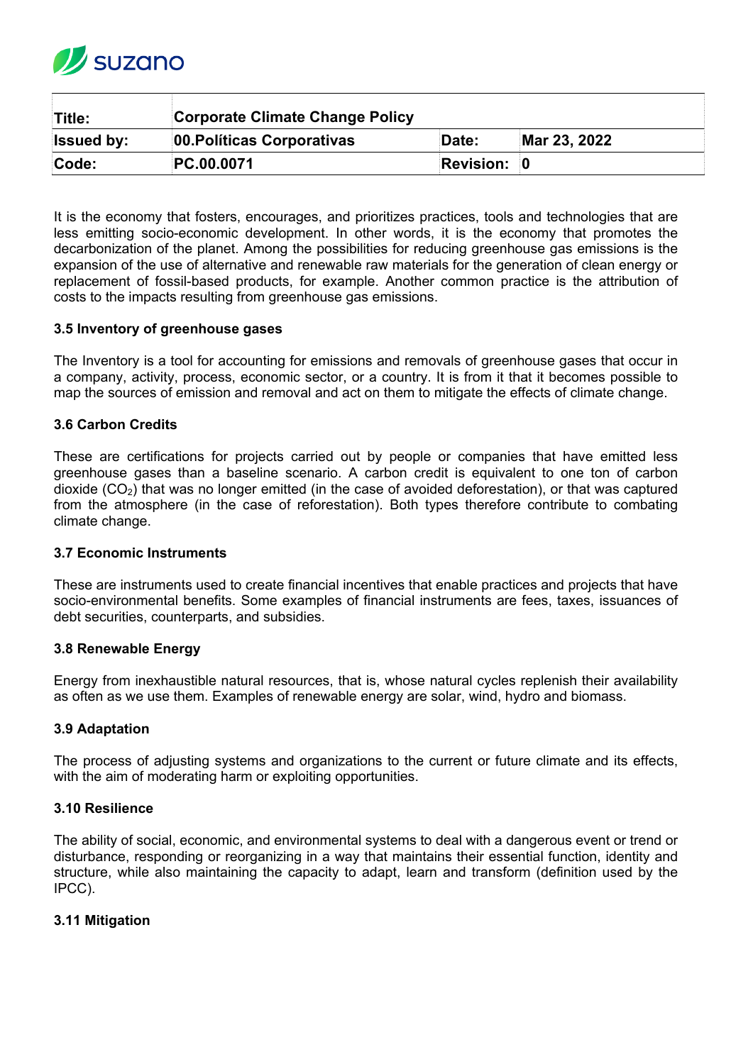| Title: | Corporate Climate Change Policy | | |
| --- | --- | --- | --- |
| Issued by: | 00.Políticas Corporativas | Date: | Mar 23, 2022 |
| Code: | PC.00.0071 | Revision: | 0 |

It is the economy that fosters, encourages, and prioritizes practices, tools and technologies that are less emitting socio-economic development. In other words, it is the economy that promotes the decarbonization of the planet. Among the possibilities for reducing greenhouse gas emissions is the expansion of the use of alternative and renewable raw materials for the generation of clean energy or replacement of fossil-based products, for example. Another common practice is the attribution of costs to the impacts resulting from greenhouse gas emissions.

### 3.5 Inventory of greenhouse gases

The Inventory is a tool for accounting for emissions and removals of greenhouse gases that occur in a company, activity, process, economic sector, or a country. It is from it that it becomes possible to map the sources of emission and removal and act on them to mitigate the effects of climate change.

### 3.6 Carbon Credits

These are certifications for projects carried out by people or companies that have emitted less greenhouse gases than a baseline scenario. A carbon credit is equivalent to one ton of carbon dioxide ($CO_2$) that was no longer emitted (in the case of avoided deforestation), or that was captured from the atmosphere (in the case of reforestation). Both types therefore contribute to combating climate change.

### 3.7 Economic Instruments

These are instruments used to create financial incentives that enable practices and projects that have socio-environmental benefits. Some examples of financial instruments are fees, taxes, issuances of debt securities, counterparts, and subsidies.

### 3.8 Renewable Energy

Energy from inexhaustible natural resources, that is, whose natural cycles replenish their availability as often as we use them. Examples of renewable energy are solar, wind, hydro and biomass.

### 3.9 Adaptation

The process of adjusting systems and organizations to the current or future climate and its effects, with the aim of moderating harm or exploiting opportunities.

### 3.10 Resilience

The ability of social, economic, and environmental systems to deal with a dangerous event or trend or disturbance, responding or reorganizing in a way that maintains their essential function, identity and structure, while also maintaining the capacity to adapt, learn and transform (definition used by the IPCC).

### 3.11 Mitigation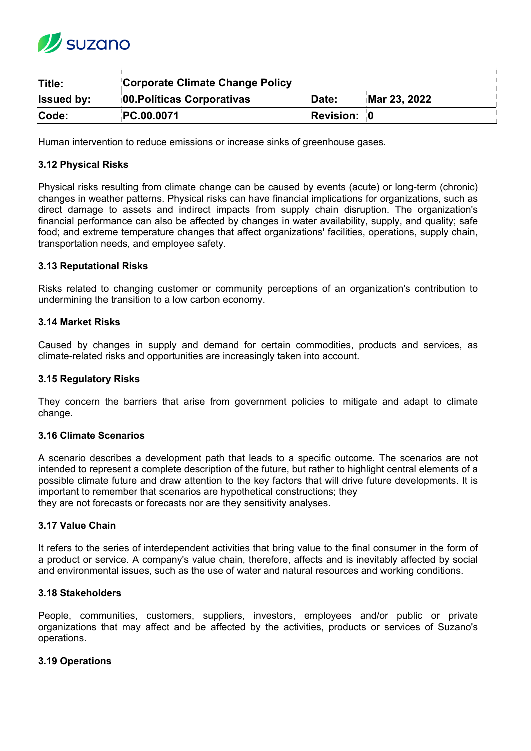Human intervention to reduce emissions or increase sinks of greenhouse gases.

### 3.12 Physical Risks

Physical risks resulting from climate change can be caused by events (acute) or long-term (chronic) changes in weather patterns. Physical risks can have financial implications for organizations, such as direct damage to assets and indirect impacts from supply chain disruption. The organization's financial performance can also be affected by changes in water availability, supply, and quality; safe food; and extreme temperature changes that affect organizations' facilities, operations, supply chain, transportation needs, and employee safety.

### 3.13 Reputational Risks

Risks related to changing customer or community perceptions of an organization's contribution to undermining the transition to a low carbon economy.

### 3.14 Market Risks

Caused by changes in supply and demand for certain commodities, products and services, as climate-related risks and opportunities are increasingly taken into account.

### 3.15 Regulatory Risks

They concern the barriers that arise from government policies to mitigate and adapt to climate change.

### 3.16 Climate Scenarios

A scenario describes a development path that leads to a specific outcome. The scenarios are not intended to represent a complete description of the future, but rather to highlight central elements of a possible climate future and draw attention to the key factors that will drive future developments. It is important to remember that scenarios are hypothetical constructions; they
they are not forecasts or forecasts nor are they sensitivity analyses.

### 3.17 Value Chain

It refers to the series of interdependent activities that bring value to the final consumer in the form of a product or service. A company's value chain, therefore, affects and is inevitably affected by social and environmental issues, such as the use of water and natural resources and working conditions.

### 3.18 Stakeholders

People, communities, customers, suppliers, investors, employees and/or public or private organizations that may affect and be affected by the activities, products or services of Suzano's operations.

### 3.19 Operations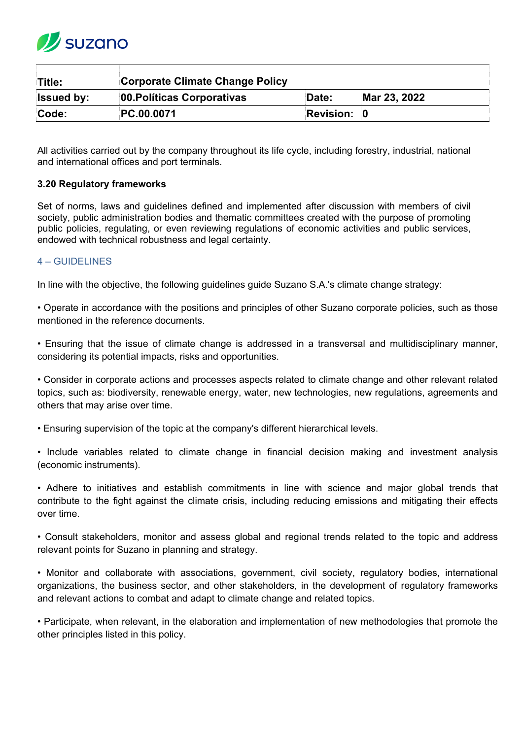| Title: | Corporate Climate Change Policy | | |
|---|---|---|---|
| Issued by: | 00.Políticas Corporativas | Date: | Mar 23, 2022 |
| Code: | PC.00.0071 | Revision: | 0 |

All activities carried out by the company throughout its life cycle, including forestry, industrial, national and international offices and port terminals.

**3.20 Regulatory frameworks**

Set of norms, laws and guidelines defined and implemented after discussion with members of civil society, public administration bodies and thematic committees created with the purpose of promoting public policies, regulating, or even reviewing regulations of economic activities and public services, endowed with technical robustness and legal certainty.

## 4 – GUIDELINES

In line with the objective, the following guidelines guide Suzano S.A.'s climate change strategy:

• Operate in accordance with the positions and principles of other Suzano corporate policies, such as those mentioned in the reference documents.

• Ensuring that the issue of climate change is addressed in a transversal and multidisciplinary manner, considering its potential impacts, risks and opportunities.

• Consider in corporate actions and processes aspects related to climate change and other relevant related topics, such as: biodiversity, renewable energy, water, new technologies, new regulations, agreements and others that may arise over time.

• Ensuring supervision of the topic at the company's different hierarchical levels.

• Include variables related to climate change in financial decision making and investment analysis (economic instruments).

• Adhere to initiatives and establish commitments in line with science and major global trends that contribute to the fight against the climate crisis, including reducing emissions and mitigating their effects over time.

• Consult stakeholders, monitor and assess global and regional trends related to the topic and address relevant points for Suzano in planning and strategy.

• Monitor and collaborate with associations, government, civil society, regulatory bodies, international organizations, the business sector, and other stakeholders, in the development of regulatory frameworks and relevant actions to combat and adapt to climate change and related topics.

• Participate, when relevant, in the elaboration and implementation of new methodologies that promote the other principles listed in this policy.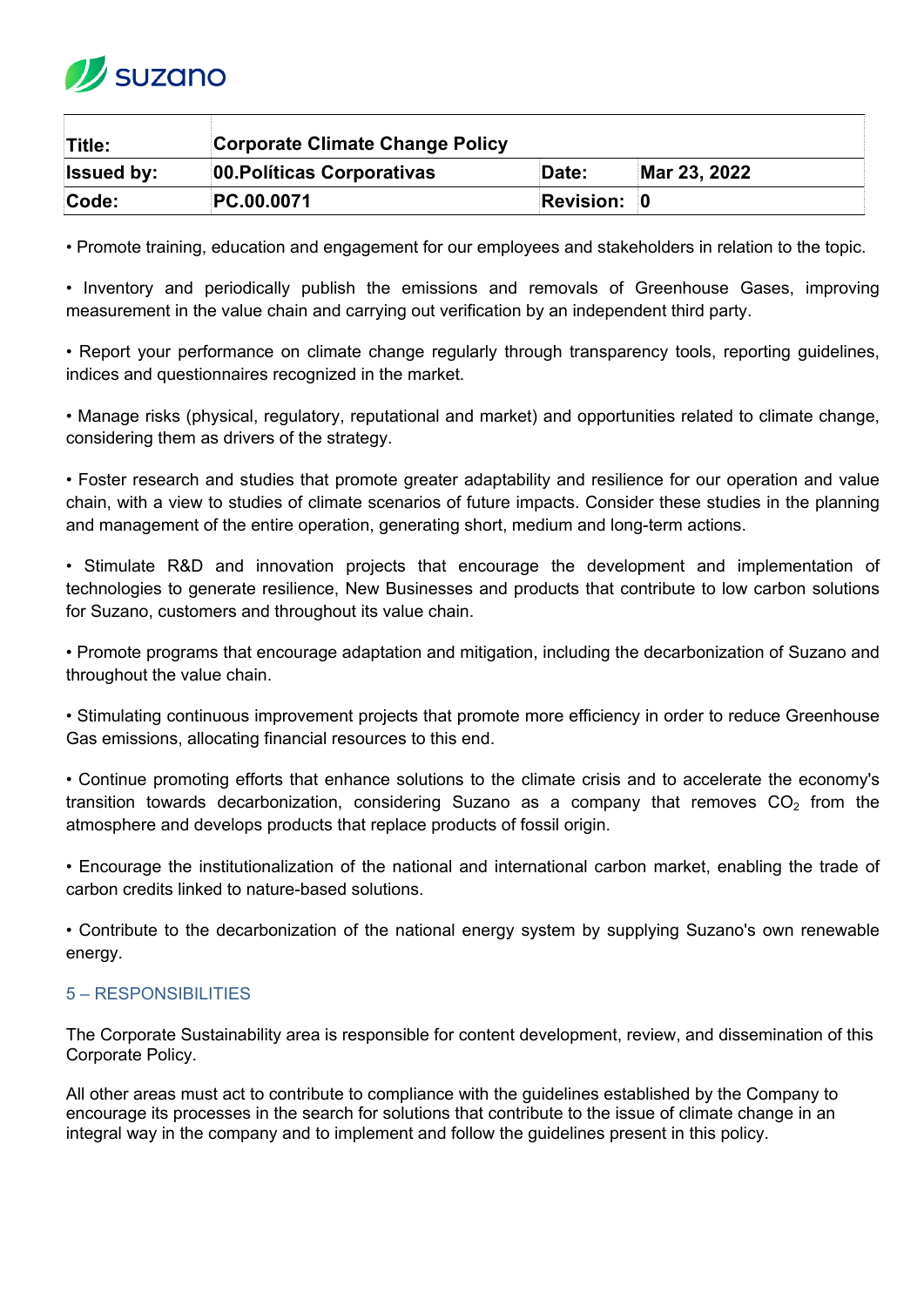| Title: | Corporate Climate Change Policy | | |
| --- | --- | --- | --- |
| Issued by: | 00.Políticas Corporativas | Date: | Mar 23, 2022 |
| Code: | PC.00.0071 | Revision: | 0 |

• Promote training, education and engagement for our employees and stakeholders in relation to the topic.

• Inventory and periodically publish the emissions and removals of Greenhouse Gases, improving measurement in the value chain and carrying out verification by an independent third party.

• Report your performance on climate change regularly through transparency tools, reporting guidelines, indices and questionnaires recognized in the market.

• Manage risks (physical, regulatory, reputational and market) and opportunities related to climate change, considering them as drivers of the strategy.

• Foster research and studies that promote greater adaptability and resilience for our operation and value chain, with a view to studies of climate scenarios of future impacts. Consider these studies in the planning and management of the entire operation, generating short, medium and long-term actions.

• Stimulate R&D and innovation projects that encourage the development and implementation of technologies to generate resilience, New Businesses and products that contribute to low carbon solutions for Suzano, customers and throughout its value chain.

• Promote programs that encourage adaptation and mitigation, including the decarbonization of Suzano and throughout the value chain.

• Stimulating continuous improvement projects that promote more efficiency in order to reduce Greenhouse Gas emissions, allocating financial resources to this end.

• Continue promoting efforts that enhance solutions to the climate crisis and to accelerate the economy's transition towards decarbonization, considering Suzano as a company that removes $CO_2$ from the atmosphere and develops products that replace products of fossil origin.

• Encourage the institutionalization of the national and international carbon market, enabling the trade of carbon credits linked to nature-based solutions.

• Contribute to the decarbonization of the national energy system by supplying Suzano's own renewable energy.

## 5 – RESPONSIBILITIES

The Corporate Sustainability area is responsible for content development, review, and dissemination of this Corporate Policy.

All other areas must act to contribute to compliance with the guidelines established by the Company to encourage its processes in the search for solutions that contribute to the issue of climate change in an integral way in the company and to implement and follow the guidelines present in this policy.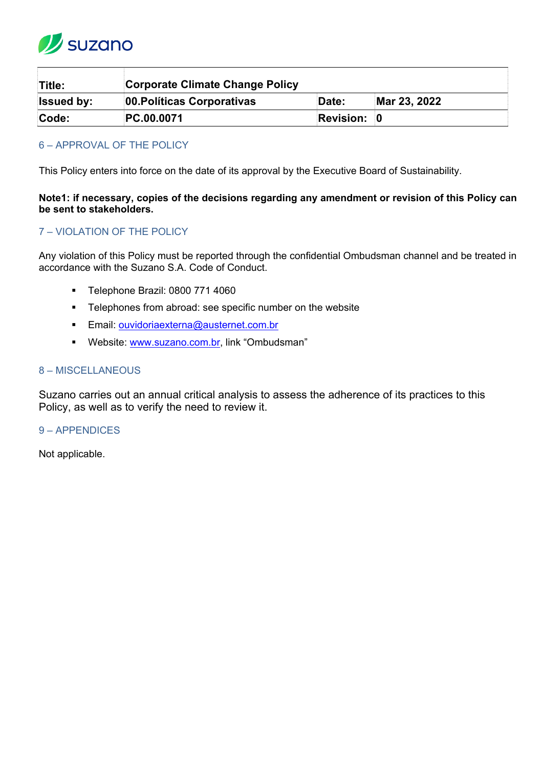| | | | |
|---|---|---|---|
| **Title:** | **Corporate Climate Change Policy** | | |
| **Issued by:** | **00.Políticas Corporativas** | **Date:** | **Mar 23, 2022** |
| **Code:** | **PC.00.0071** | **Revision:** | **0** |

## 6 – APPROVAL OF THE POLICY

This Policy enters into force on the date of its approval by the Executive Board of Sustainability.

**Note1: if necessary, copies of the decisions regarding any amendment or revision of this Policy can be sent to stakeholders.**

## 7 – VIOLATION OF THE POLICY

Any violation of this Policy must be reported through the confidential Ombudsman channel and be treated in accordance with the Suzano S.A. Code of Conduct.

- Telephone Brazil: 0800 771 4060
- Telephones from abroad: see specific number on the website
- Email: ouvidoriaexterna@austernet.com.br
- Website: www.suzano.com.br, link "Ombudsman"

## 8 – MISCELLANEOUS

Suzano carries out an annual critical analysis to assess the adherence of its practices to this Policy, as well as to verify the need to review it.

## 9 – APPENDICES

Not applicable.